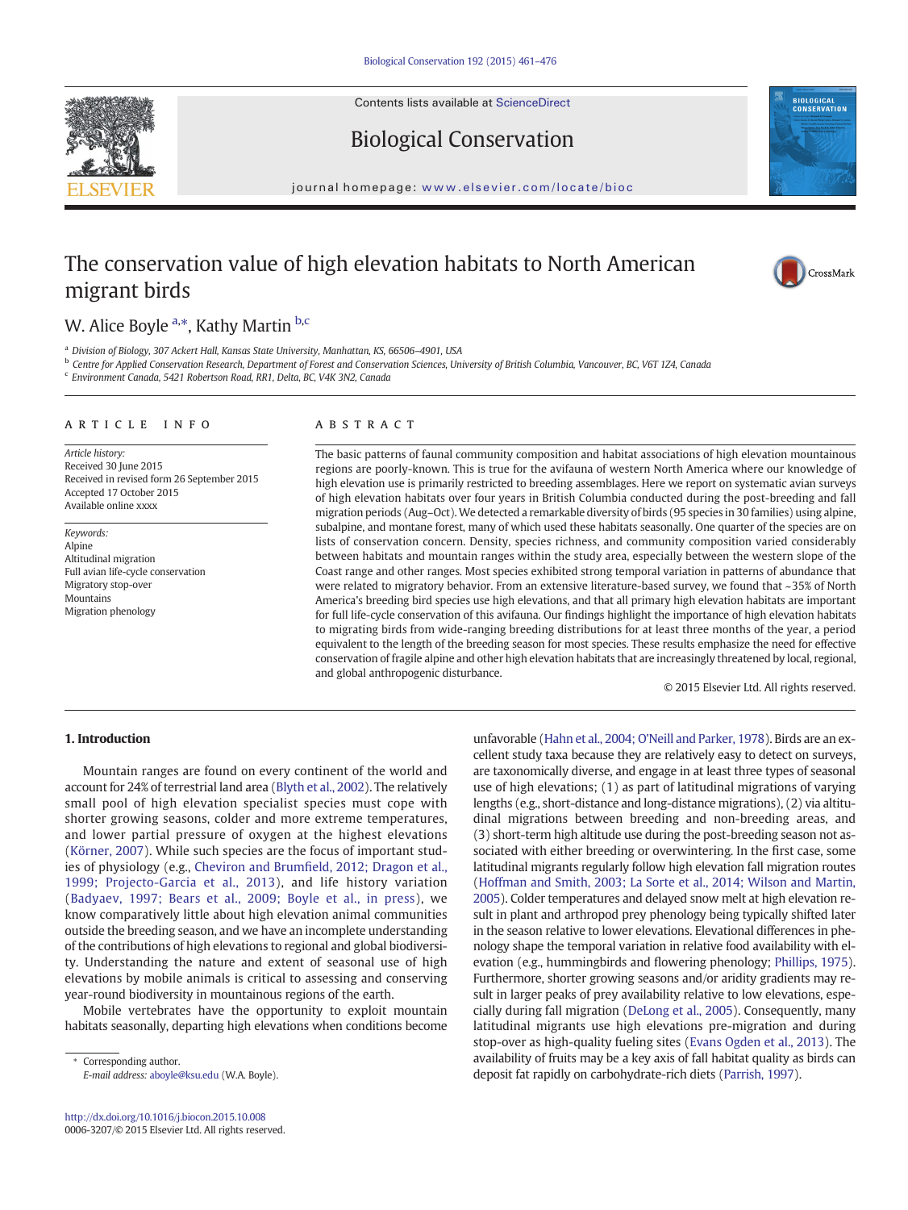# The conservation value of high elevation habitats to North American migrant birds

W. Alice Boyle [a,*], Kathy Martin [b,c]

[a] Division of Biology, 307 Ackert Hall, Kansas State University, Manhattan, KS, 66506–4901, USA
[b] Centre for Applied Conservation Research, Department of Forest and Conservation Sciences, University of British Columbia, Vancouver, BC, V6T 1Z4, Canada
[c] Environment Canada, 5421 Robertson Road, RR1, Delta, BC, V4K 3N2, Canada

## ARTICLE INFO

*Article history:*
Received 30 June 2015
Received in revised form 26 September 2015
Accepted 17 October 2015
Available online xxxx

*Keywords:*
Alpine
Altitudinal migration
Full avian life-cycle conservation
Migratory stop-over
Mountains
Migration phenology

## ABSTRACT

The basic patterns of faunal community composition and habitat associations of high elevation mountainous regions are poorly-known. This is true for the avifauna of western North America where our knowledge of high elevation use is primarily restricted to breeding assemblages. Here we report on systematic avian surveys of high elevation habitats over four years in British Columbia conducted during the post-breeding and fall migration periods (Aug–Oct). We detected a remarkable diversity of birds (95 species in 30 families) using alpine, subalpine, and montane forest, many of which used these habitats seasonally. One quarter of the species are on lists of conservation concern. Density, species richness, and community composition varied considerably between habitats and mountain ranges within the study area, especially between the western slope of the Coast range and other ranges. Most species exhibited strong temporal variation in patterns of abundance that were related to migratory behavior. From an extensive literature-based survey, we found that ~35% of North America's breeding bird species use high elevations, and that all primary high elevation habitats are important for full life-cycle conservation of this avifauna. Our findings highlight the importance of high elevation habitats to migrating birds from wide-ranging breeding distributions for at least three months of the year, a period equivalent to the length of the breeding season for most species. These results emphasize the need for effective conservation of fragile alpine and other high elevation habitats that are increasingly threatened by local, regional, and global anthropogenic disturbance.

© 2015 Elsevier Ltd. All rights reserved.

## 1. Introduction

Mountain ranges are found on every continent of the world and account for 24% of terrestrial land area (Blyth et al., 2002). The relatively small pool of high elevation specialist species must cope with shorter growing seasons, colder and more extreme temperatures, and lower partial pressure of oxygen at the highest elevations (Körner, 2007). While such species are the focus of important studies of physiology (e.g., Cheviron and Brumfield, 2012; Dragon et al., 1999; Projecto-Garcia et al., 2013), and life history variation (Badyaev, 1997; Bears et al., 2009; Boyle et al., in press), we know comparatively little about high elevation animal communities outside the breeding season, and we have an incomplete understanding of the contributions of high elevations to regional and global biodiversity. Understanding the nature and extent of seasonal use of high elevations by mobile animals is critical to assessing and conserving year-round biodiversity in mountainous regions of the earth.

Mobile vertebrates have the opportunity to exploit mountain habitats seasonally, departing high elevations when conditions become unfavorable (Hahn et al., 2004; O'Neill and Parker, 1978). Birds are an excellent study taxa because they are relatively easy to detect on surveys, are taxonomically diverse, and engage in at least three types of seasonal use of high elevations; (1) as part of latitudinal migrations of varying lengths (e.g., short-distance and long-distance migrations), (2) via altitudinal migrations between breeding and non-breeding areas, and (3) short-term high altitude use during the post-breeding season not associated with either breeding or overwintering. In the first case, some latitudinal migrants regularly follow high elevation fall migration routes (Hoffman and Smith, 2003; La Sorte et al., 2014; Wilson and Martin, 2005). Colder temperatures and delayed snow melt at high elevation result in plant and arthropod prey phenology being typically shifted later in the season relative to lower elevations. Elevational differences in phenology shape the temporal variation in relative food availability with elevation (e.g., hummingbirds and flowering phenology; Phillips, 1975). Furthermore, shorter growing seasons and/or aridity gradients may result in larger peaks of prey availability relative to low elevations, especially during fall migration (DeLong et al., 2005). Consequently, many latitudinal migrants use high elevations pre-migration and during stop-over as high-quality fueling sites (Evans Ogden et al., 2013). The availability of fruits may be a key axis of fall habitat quality as birds can deposit fat rapidly on carbohydrate-rich diets (Parrish, 1997).

* Corresponding author.
*E-mail address:* aboyle@ksu.edu (W.A. Boyle).

http://dx.doi.org/10.1016/j.biocon.2015.10.008
0006-3207/© 2015 Elsevier Ltd. All rights reserved.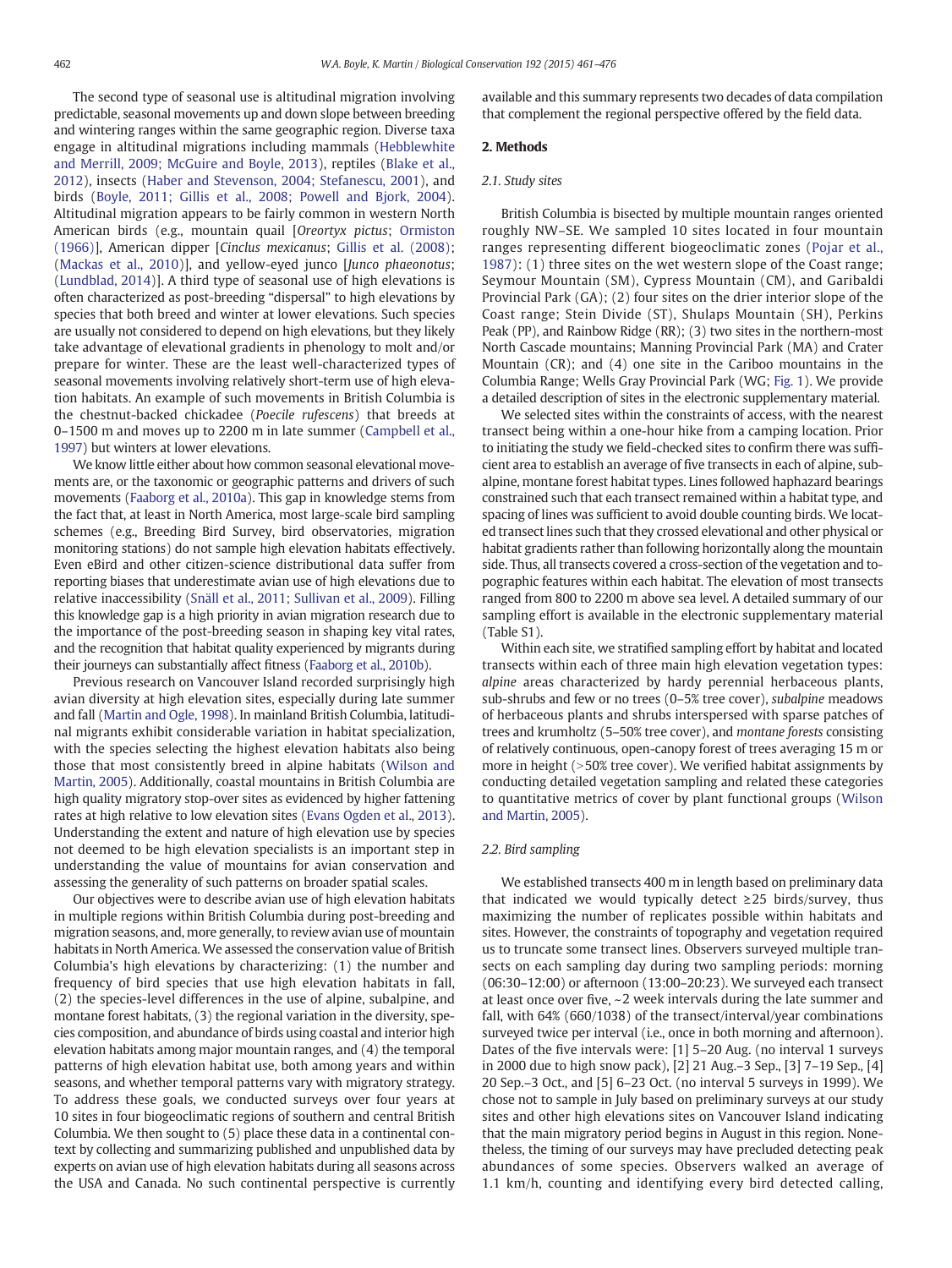The second type of seasonal use is altitudinal migration involving predictable, seasonal movements up and down slope between breeding and wintering ranges within the same geographic region. Diverse taxa engage in altitudinal migrations including mammals (Hebblewhite and Merrill, 2009; McGuire and Boyle, 2013), reptiles (Blake et al., 2012), insects (Haber and Stevenson, 2004; Stefanescu, 2001), and birds (Boyle, 2011; Gillis et al., 2008; Powell and Bjork, 2004). Altitudinal migration appears to be fairly common in western North American birds (e.g., mountain quail [*Oreortyx pictus*; Ormiston (1966)], American dipper [*Cinclus mexicanus*; Gillis et al. (2008); (Mackas et al., 2010)], and yellow-eyed junco [*Junco phaeonotus*; (Lundblad, 2014)]. A third type of seasonal use of high elevations is often characterized as post-breeding "dispersal" to high elevations by species that both breed and winter at lower elevations. Such species are usually not considered to depend on high elevations, but they likely take advantage of elevational gradients in phenology to molt and/or prepare for winter. These are the least well-characterized types of seasonal movements involving relatively short-term use of high elevation habitats. An example of such movements in British Columbia is the chestnut-backed chickadee (*Poecile rufescens*) that breeds at 0–1500 m and moves up to 2200 m in late summer (Campbell et al., 1997) but winters at lower elevations.

We know little either about how common seasonal elevational movements are, or the taxonomic or geographic patterns and drivers of such movements (Faaborg et al., 2010a). This gap in knowledge stems from the fact that, at least in North America, most large-scale bird sampling schemes (e.g., Breeding Bird Survey, bird observatories, migration monitoring stations) do not sample high elevation habitats effectively. Even eBird and other citizen-science distributional data suffer from reporting biases that underestimate avian use of high elevations due to relative inaccessibility (Snäll et al., 2011; Sullivan et al., 2009). Filling this knowledge gap is a high priority in avian migration research due to the importance of the post-breeding season in shaping key vital rates, and the recognition that habitat quality experienced by migrants during their journeys can substantially affect fitness (Faaborg et al., 2010b).

Previous research on Vancouver Island recorded surprisingly high avian diversity at high elevation sites, especially during late summer and fall (Martin and Ogle, 1998). In mainland British Columbia, latitudinal migrants exhibit considerable variation in habitat specialization, with the species selecting the highest elevation habitats also being those that most consistently breed in alpine habitats (Wilson and Martin, 2005). Additionally, coastal mountains in British Columbia are high quality migratory stop-over sites as evidenced by higher fattening rates at high relative to low elevation sites (Evans Ogden et al., 2013). Understanding the extent and nature of high elevation use by species not deemed to be high elevation specialists is an important step in understanding the value of mountains for avian conservation and assessing the generality of such patterns on broader spatial scales.

Our objectives were to describe avian use of high elevation habitats in multiple regions within British Columbia during post-breeding and migration seasons, and, more generally, to review avian use of mountain habitats in North America. We assessed the conservation value of British Columbia's high elevations by characterizing: (1) the number and frequency of bird species that use high elevation habitats in fall, (2) the species-level differences in the use of alpine, subalpine, and montane forest habitats, (3) the regional variation in the diversity, species composition, and abundance of birds using coastal and interior high elevation habitats among major mountain ranges, and (4) the temporal patterns of high elevation habitat use, both among years and within seasons, and whether temporal patterns vary with migratory strategy. To address these goals, we conducted surveys over four years at 10 sites in four biogeoclimatic regions of southern and central British Columbia. We then sought to (5) place these data in a continental context by collecting and summarizing published and unpublished data by experts on avian use of high elevation habitats during all seasons across the USA and Canada. No such continental perspective is currently available and this summary represents two decades of data compilation that complement the regional perspective offered by the field data.

## 2. Methods

### 2.1. Study sites

British Columbia is bisected by multiple mountain ranges oriented roughly NW–SE. We sampled 10 sites located in four mountain ranges representing different biogeoclimatic zones (Pojar et al., 1987): (1) three sites on the wet western slope of the Coast range; Seymour Mountain (SM), Cypress Mountain (CM), and Garibaldi Provincial Park (GA); (2) four sites on the drier interior slope of the Coast range; Stein Divide (ST), Shulaps Mountain (SH), Perkins Peak (PP), and Rainbow Ridge (RR); (3) two sites in the northern-most North Cascade mountains; Manning Provincial Park (MA) and Crater Mountain (CR); and (4) one site in the Cariboo mountains in the Columbia Range; Wells Gray Provincial Park (WG; Fig. 1). We provide a detailed description of sites in the electronic supplementary material.

We selected sites within the constraints of access, with the nearest transect being within a one-hour hike from a camping location. Prior to initiating the study we field-checked sites to confirm there was sufficient area to establish an average of five transects in each of alpine, subalpine, montane forest habitat types. Lines followed haphazard bearings constrained such that each transect remained within a habitat type, and spacing of lines was sufficient to avoid double counting birds. We located transect lines such that they crossed elevational and other physical or habitat gradients rather than following horizontally along the mountain side. Thus, all transects covered a cross-section of the vegetation and topographic features within each habitat. The elevation of most transects ranged from 800 to 2200 m above sea level. A detailed summary of our sampling effort is available in the electronic supplementary material (Table S1).

Within each site, we stratified sampling effort by habitat and located transects within each of three main high elevation vegetation types: *alpine* areas characterized by hardy perennial herbaceous plants, sub-shrubs and few or no trees (0–5% tree cover), *subalpine* meadows of herbaceous plants and shrubs interspersed with sparse patches of trees and krumholtz (5–50% tree cover), and *montane forests* consisting of relatively continuous, open-canopy forest of trees averaging 15 m or more in height (>50% tree cover). We verified habitat assignments by conducting detailed vegetation sampling and related these categories to quantitative metrics of cover by plant functional groups (Wilson and Martin, 2005).

### 2.2. Bird sampling

We established transects 400 m in length based on preliminary data that indicated we would typically detect ≥25 birds/survey, thus maximizing the number of replicates possible within habitats and sites. However, the constraints of topography and vegetation required us to truncate some transect lines. Observers surveyed multiple transects on each sampling day during two sampling periods: morning (06:30–12:00) or afternoon (13:00–20:23). We surveyed each transect at least once over five, ~2 week intervals during the late summer and fall, with 64% (660/1038) of the transect/interval/year combinations surveyed twice per interval (i.e., once in both morning and afternoon). Dates of the five intervals were: [1] 5–20 Aug. (no interval 1 surveys in 2000 due to high snow pack), [2] 21 Aug.–3 Sep., [3] 7–19 Sep., [4] 20 Sep.–3 Oct., and [5] 6–23 Oct. (no interval 5 surveys in 1999). We chose not to sample in July based on preliminary surveys at our study sites and other high elevations sites on Vancouver Island indicating that the main migratory period begins in August in this region. Nonetheless, the timing of our surveys may have precluded detecting peak abundances of some species. Observers walked an average of 1.1 km/h, counting and identifying every bird detected calling,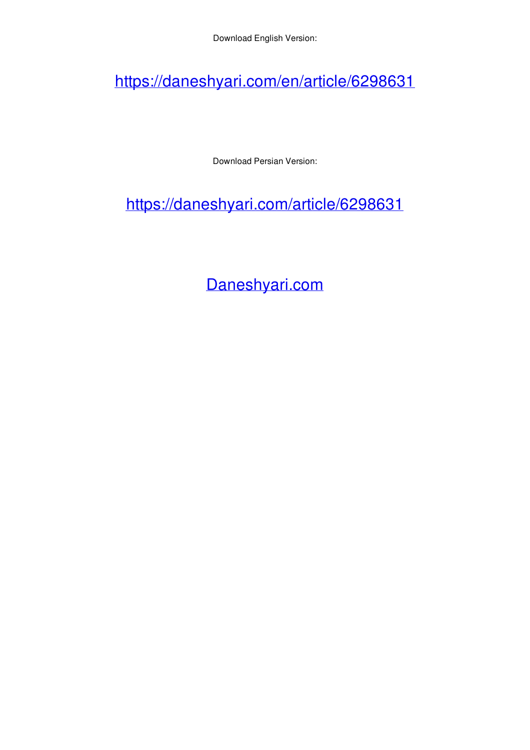Download English Version:

[https://daneshyari.com/en/article/6298631](https://daneshyari.com/en/article/6298631)

Download Persian Version:

[https://daneshyari.com/article/6298631](https://daneshyari.com/article/6298631)

[Daneshyari.com](https://daneshyari.com)